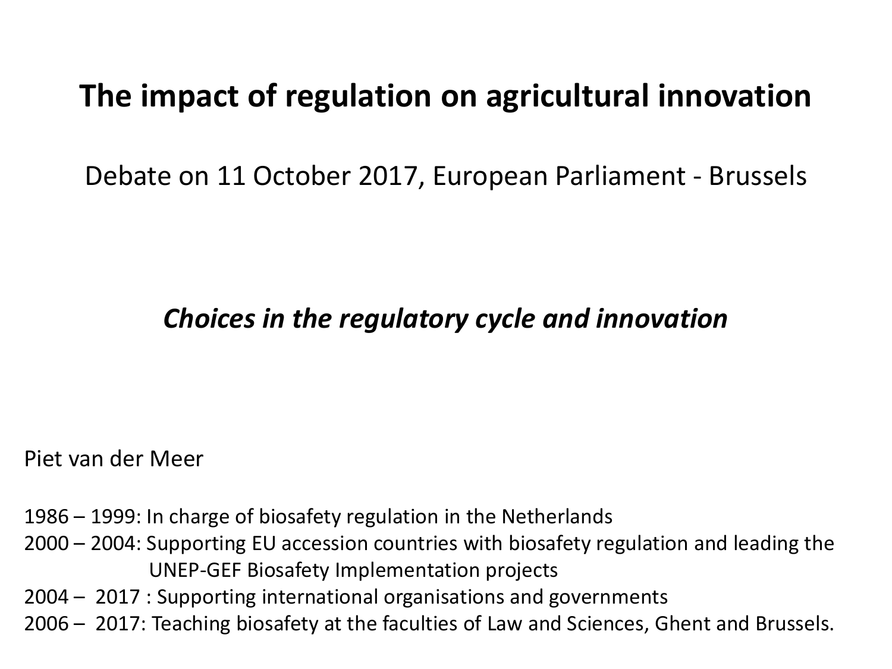# The impact of regulation on agricultural innovation

Debate on 11 October 2017, European Parliament - Brussels

***Choices in the regulatory cycle and innovation***

Piet van der Meer

1986 – 1999: In charge of biosafety regulation in the Netherlands
2000 – 2004: Supporting EU accession countries with biosafety regulation and leading the UNEP-GEF Biosafety Implementation projects
2004 – 2017 : Supporting international organisations and governments
2006 – 2017: Teaching biosafety at the faculties of Law and Sciences, Ghent and Brussels.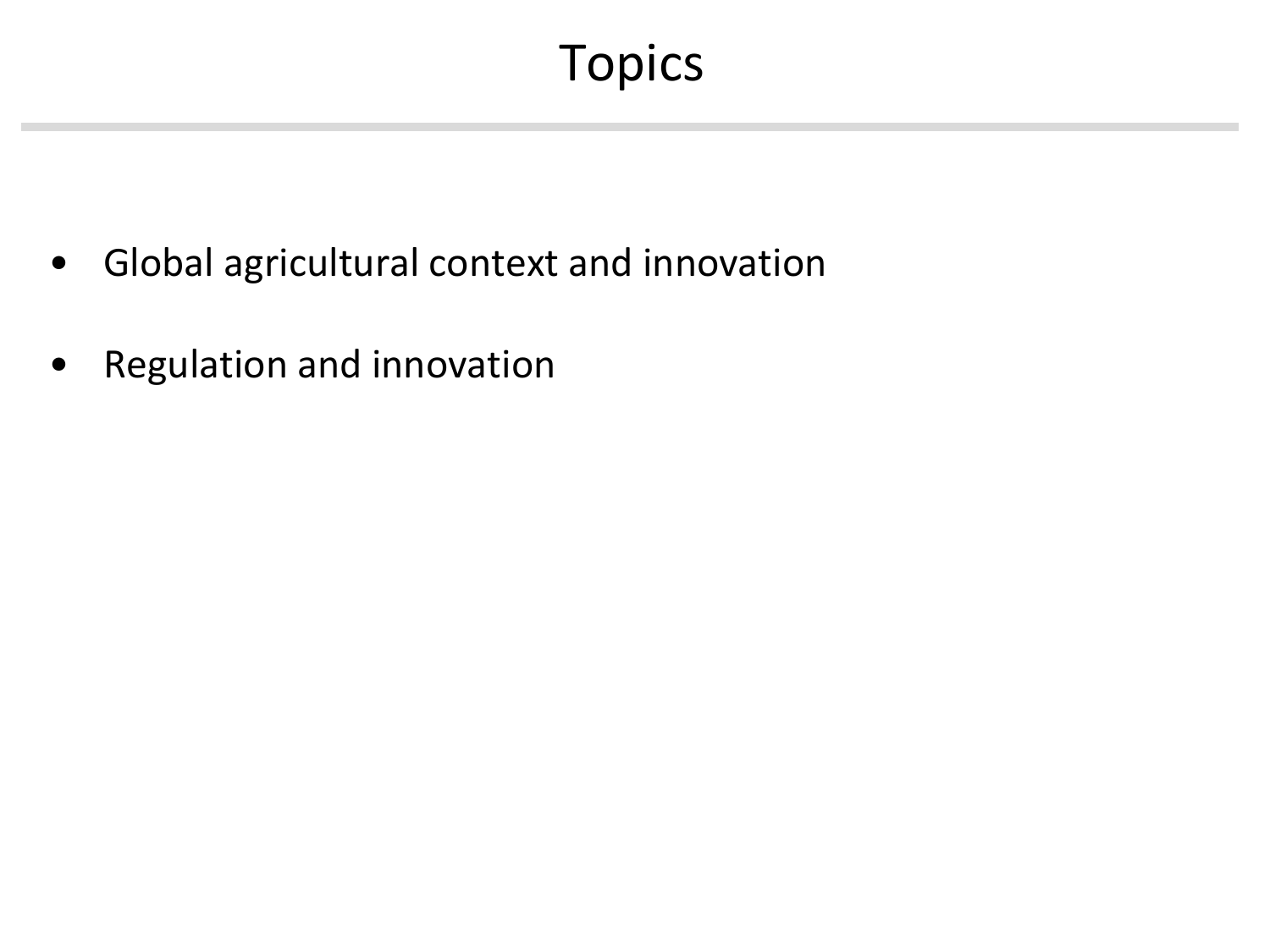# Topics

- Global agricultural context and innovation
- Regulation and innovation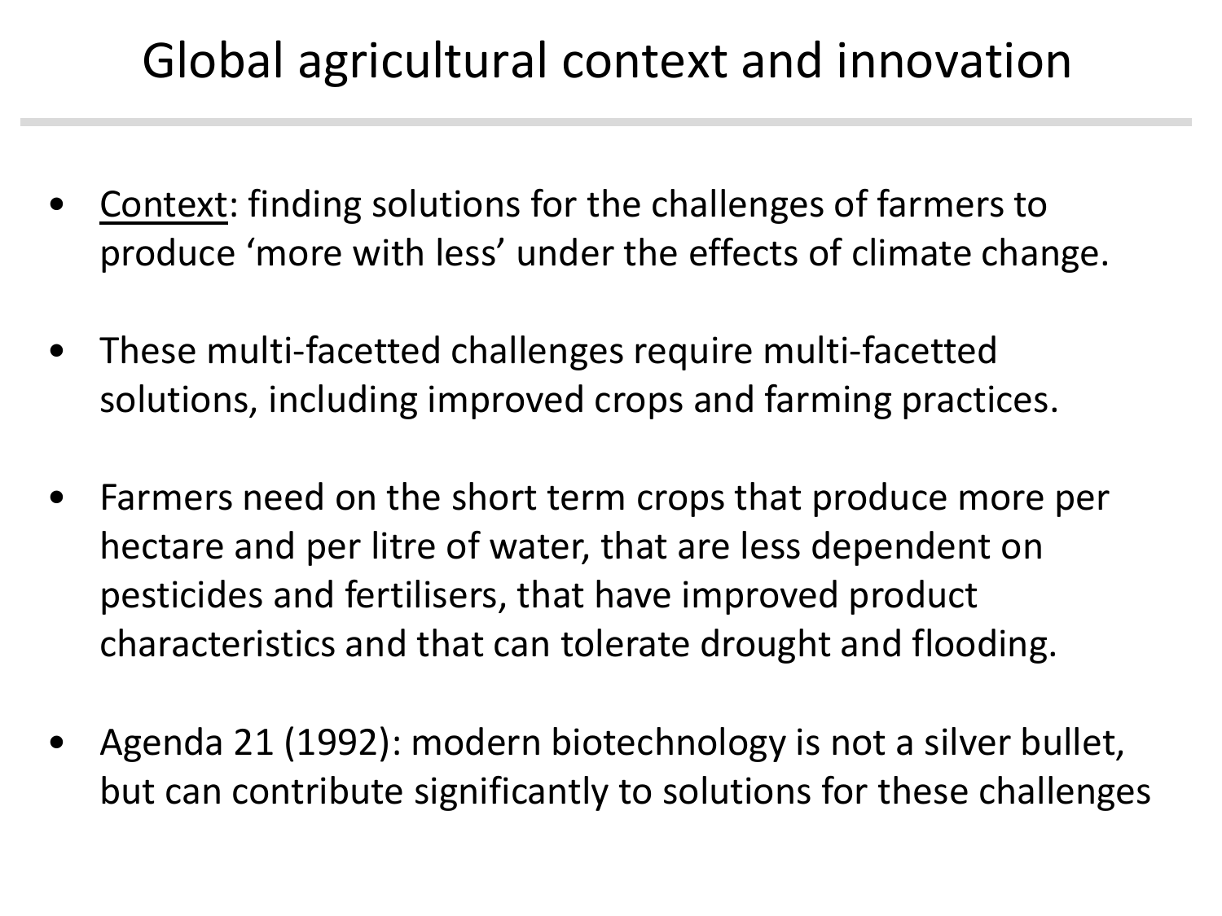# Global agricultural context and innovation

- <u>Context</u>: finding solutions for the challenges of farmers to produce 'more with less' under the effects of climate change.

- These multi-facetted challenges require multi-facetted solutions, including improved crops and farming practices.

- Farmers need on the short term crops that produce more per hectare and per litre of water, that are less dependent on pesticides and fertilisers, that have improved product characteristics and that can tolerate drought and flooding.

- Agenda 21 (1992): modern biotechnology is not a silver bullet, but can contribute significantly to solutions for these challenges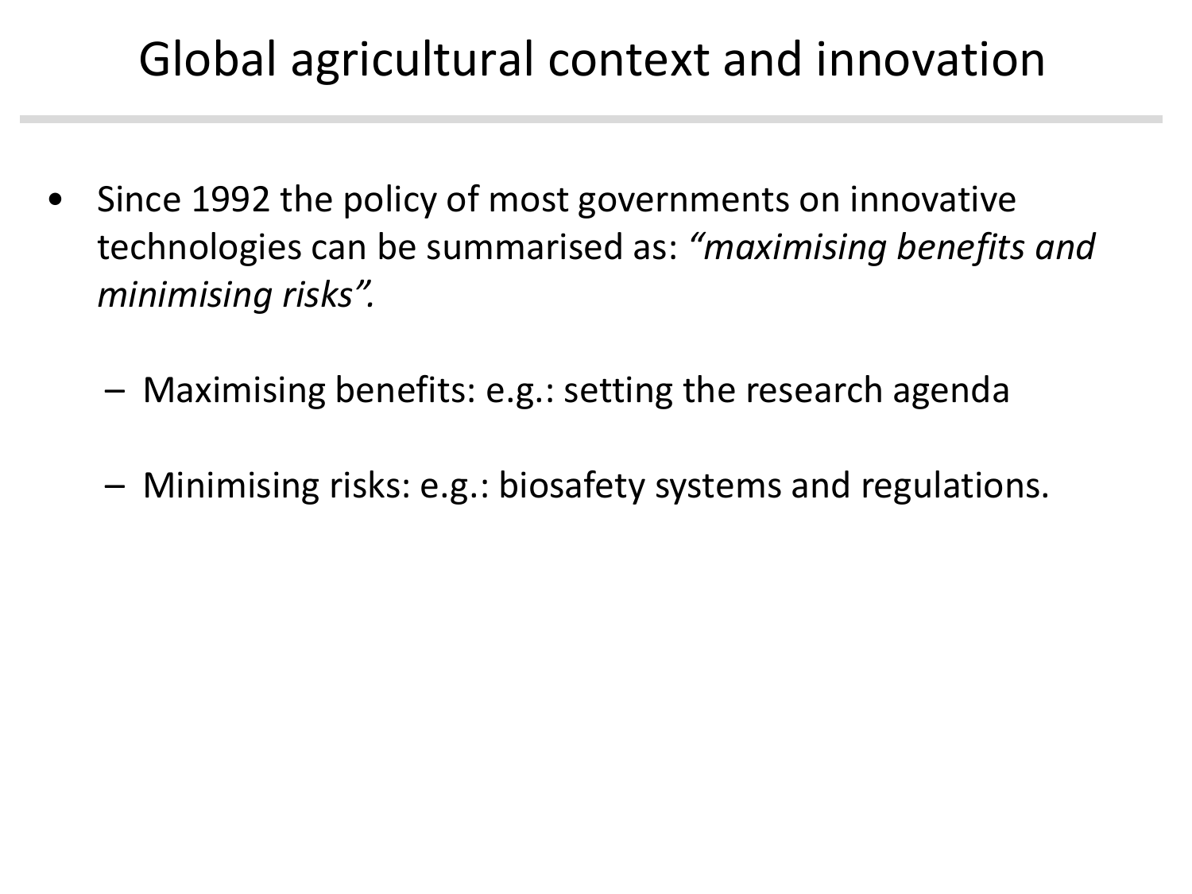# Global agricultural context and innovation

- Since 1992 the policy of most governments on innovative technologies can be summarised as: *"maximising benefits and minimising risks".*
  - Maximising benefits: e.g.: setting the research agenda
  - Minimising risks: e.g.: biosafety systems and regulations.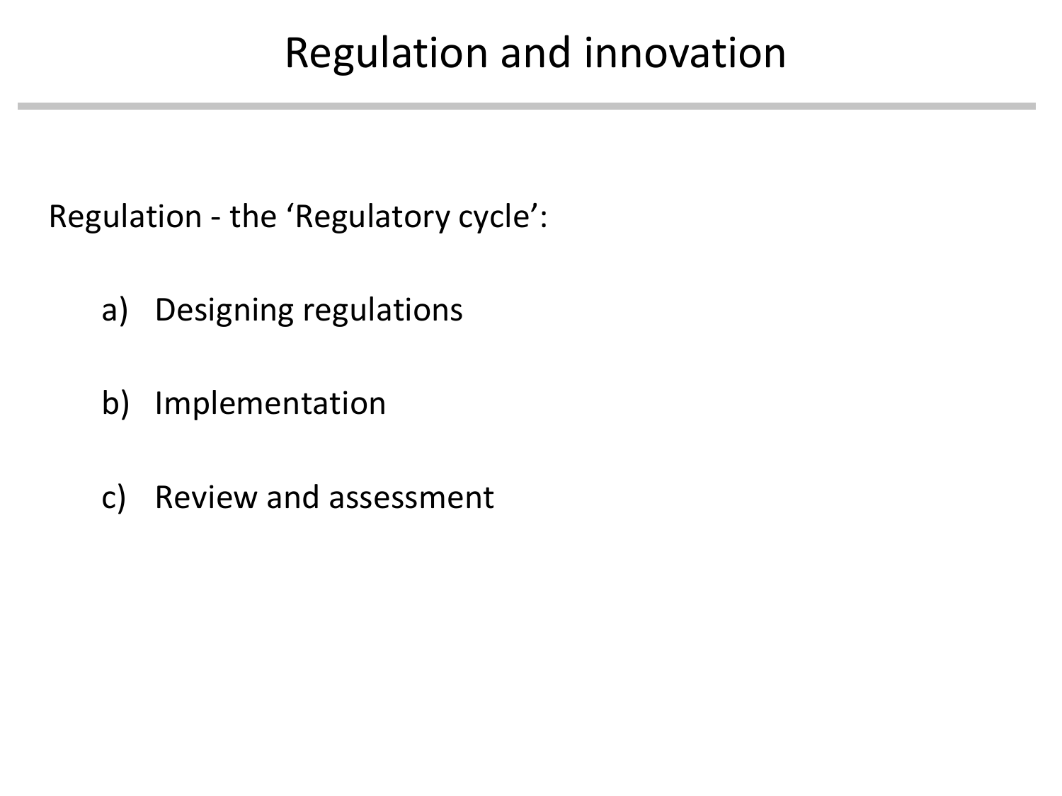# Regulation and innovation

Regulation - the ‘Regulatory cycle’:

a) Designing regulations

b) Implementation

c) Review and assessment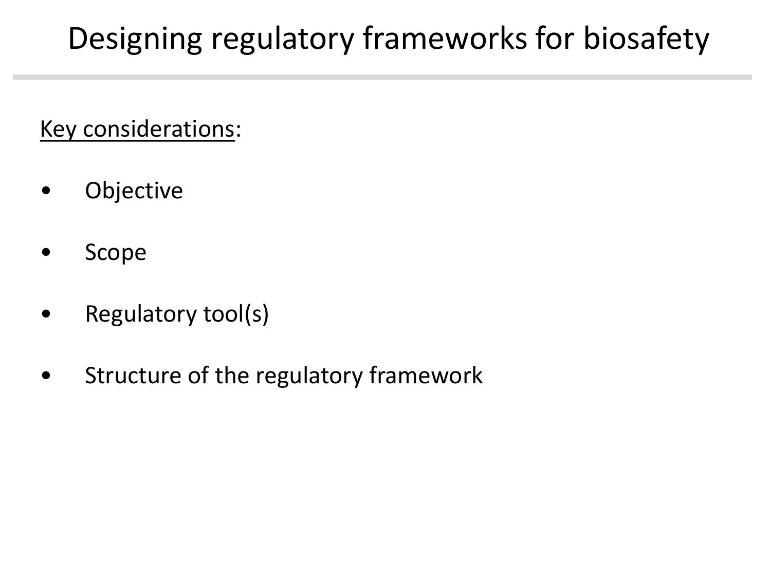# Designing regulatory frameworks for biosafety

<u>Key considerations</u>:

- Objective
- Scope
- Regulatory tool(s)
- Structure of the regulatory framework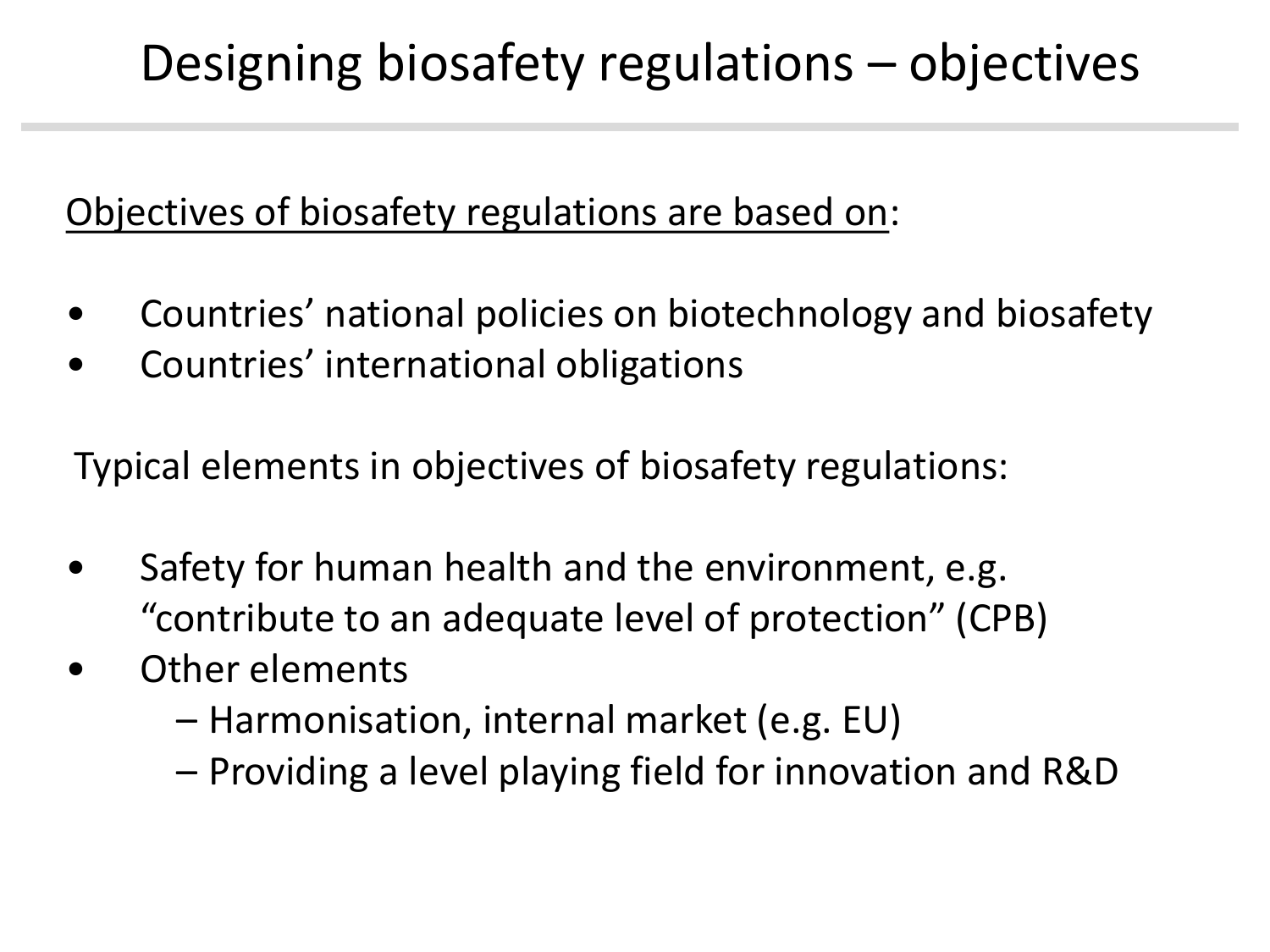# Designing biosafety regulations – objectives

<u>Objectives of biosafety regulations are based on</u>:

- Countries' national policies on biotechnology and biosafety
- Countries' international obligations

Typical elements in objectives of biosafety regulations:

- Safety for human health and the environment, e.g. "contribute to an adequate level of protection" (CPB)
- Other elements
  - Harmonisation, internal market (e.g. EU)
  - Providing a level playing field for innovation and R&D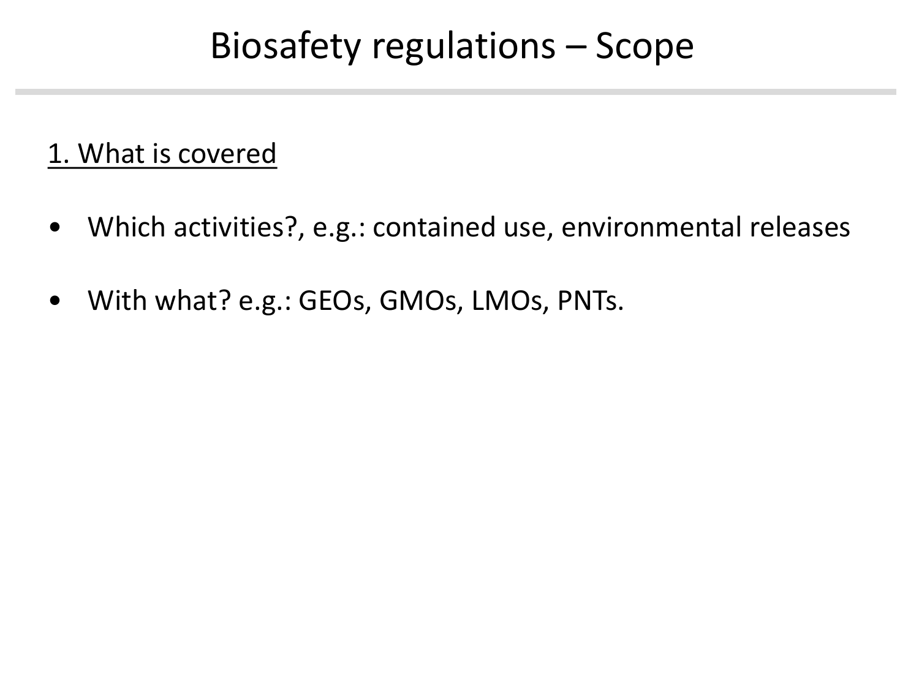# Biosafety regulations – Scope

1. What is covered

- Which activities?, e.g.: contained use, environmental releases
- With what? e.g.: GEOs, GMOs, LMOs, PNTs.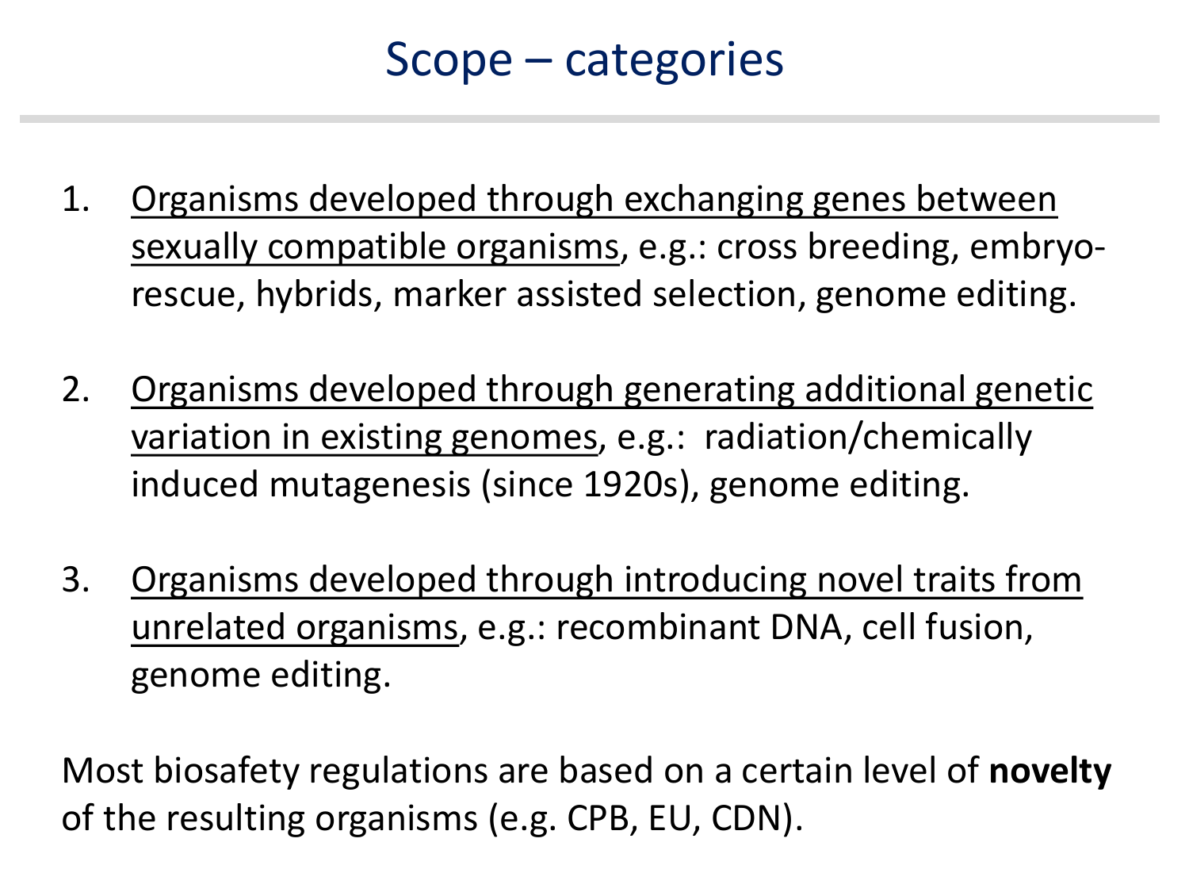# Scope – categories

1. Organisms developed through exchanging genes between sexually compatible organisms, e.g.: cross breeding, embryo-rescue, hybrids, marker assisted selection, genome editing.

2. Organisms developed through generating additional genetic variation in existing genomes, e.g.: radiation/chemically induced mutagenesis (since 1920s), genome editing.

3. Organisms developed through introducing novel traits from unrelated organisms, e.g.: recombinant DNA, cell fusion, genome editing.

Most biosafety regulations are based on a certain level of **novelty** of the resulting organisms (e.g. CPB, EU, CDN).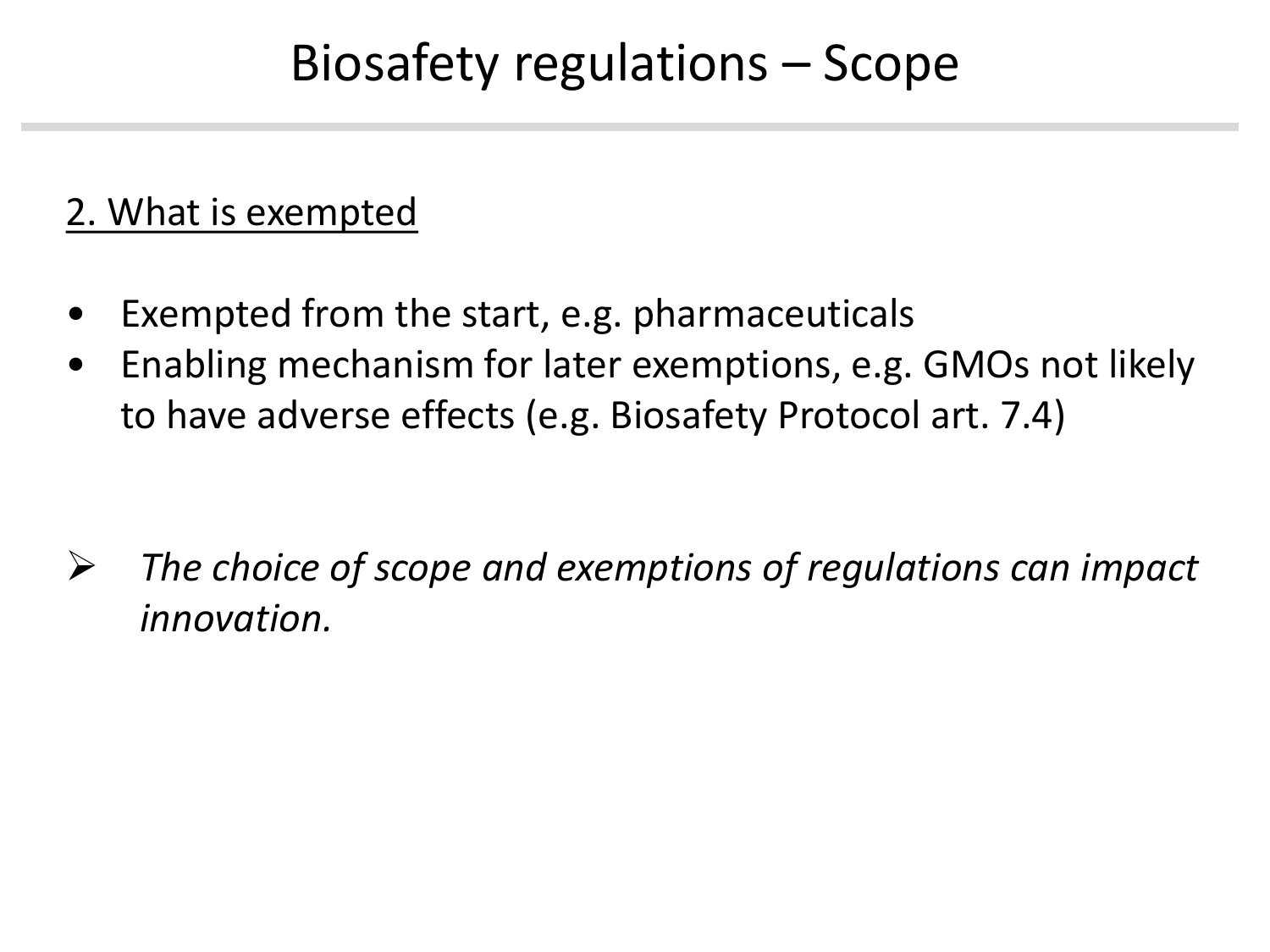# Biosafety regulations – Scope

2. What is exempted

- Exempted from the start, e.g. pharmaceuticals
- Enabling mechanism for later exemptions, e.g. GMOs not likely to have adverse effects (e.g. Biosafety Protocol art. 7.4)

➢ *The choice of scope and exemptions of regulations can impact innovation.*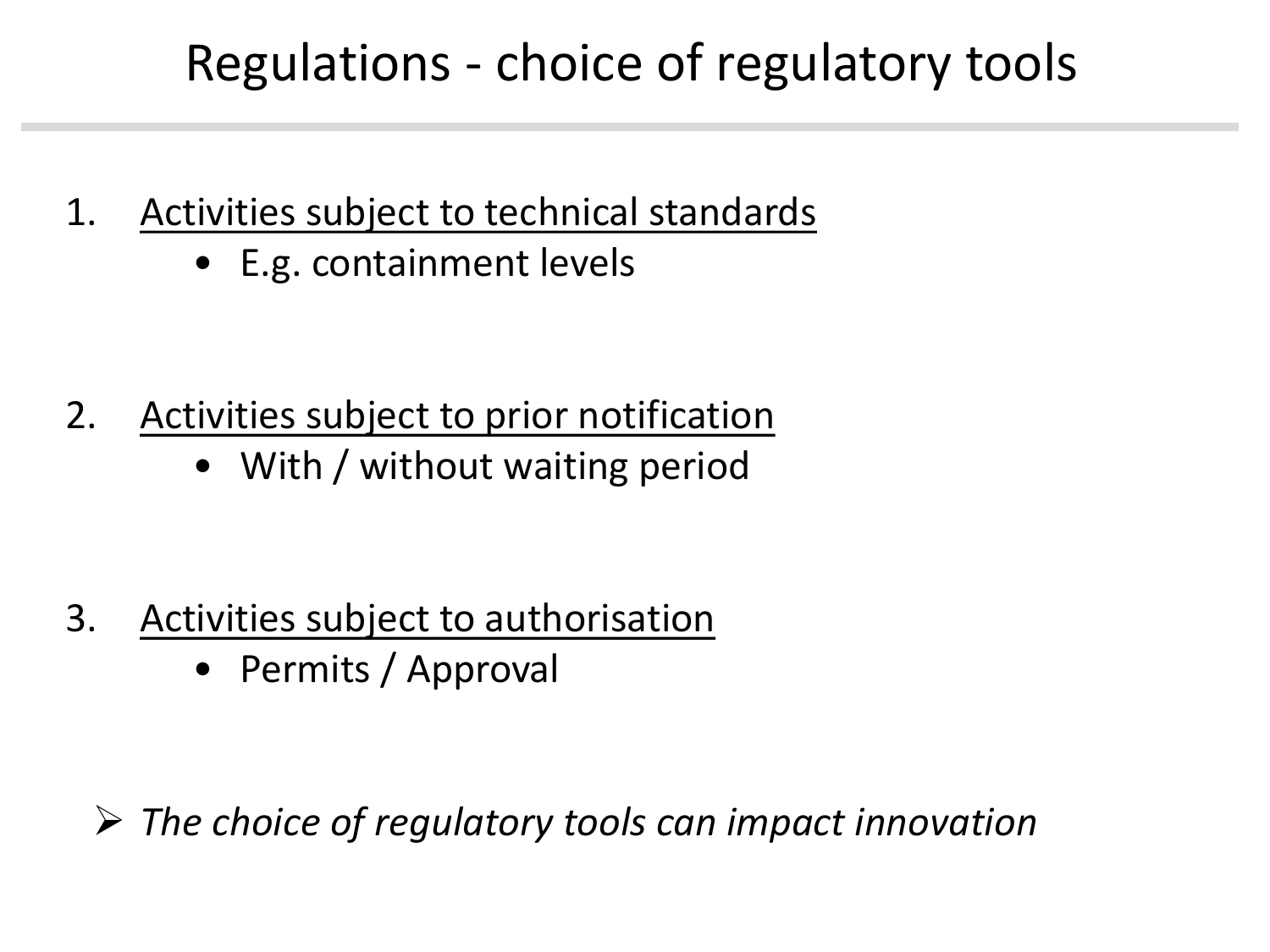# Regulations - choice of regulatory tools

1. Activities subject to technical standards
    - E.g. containment levels

2. Activities subject to prior notification
    - With / without waiting period

3. Activities subject to authorisation
    - Permits / Approval

➢ *The choice of regulatory tools can impact innovation*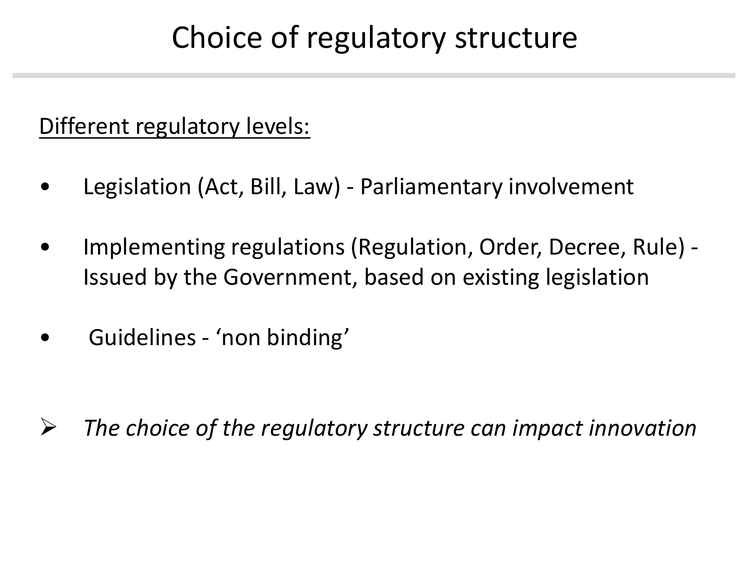# Choice of regulatory structure

<u>Different regulatory levels:</u>

- Legislation (Act, Bill, Law) - Parliamentary involvement
- Implementing regulations (Regulation, Order, Decree, Rule) - Issued by the Government, based on existing legislation
- Guidelines - 'non binding'

➢ *The choice of the regulatory structure can impact innovation*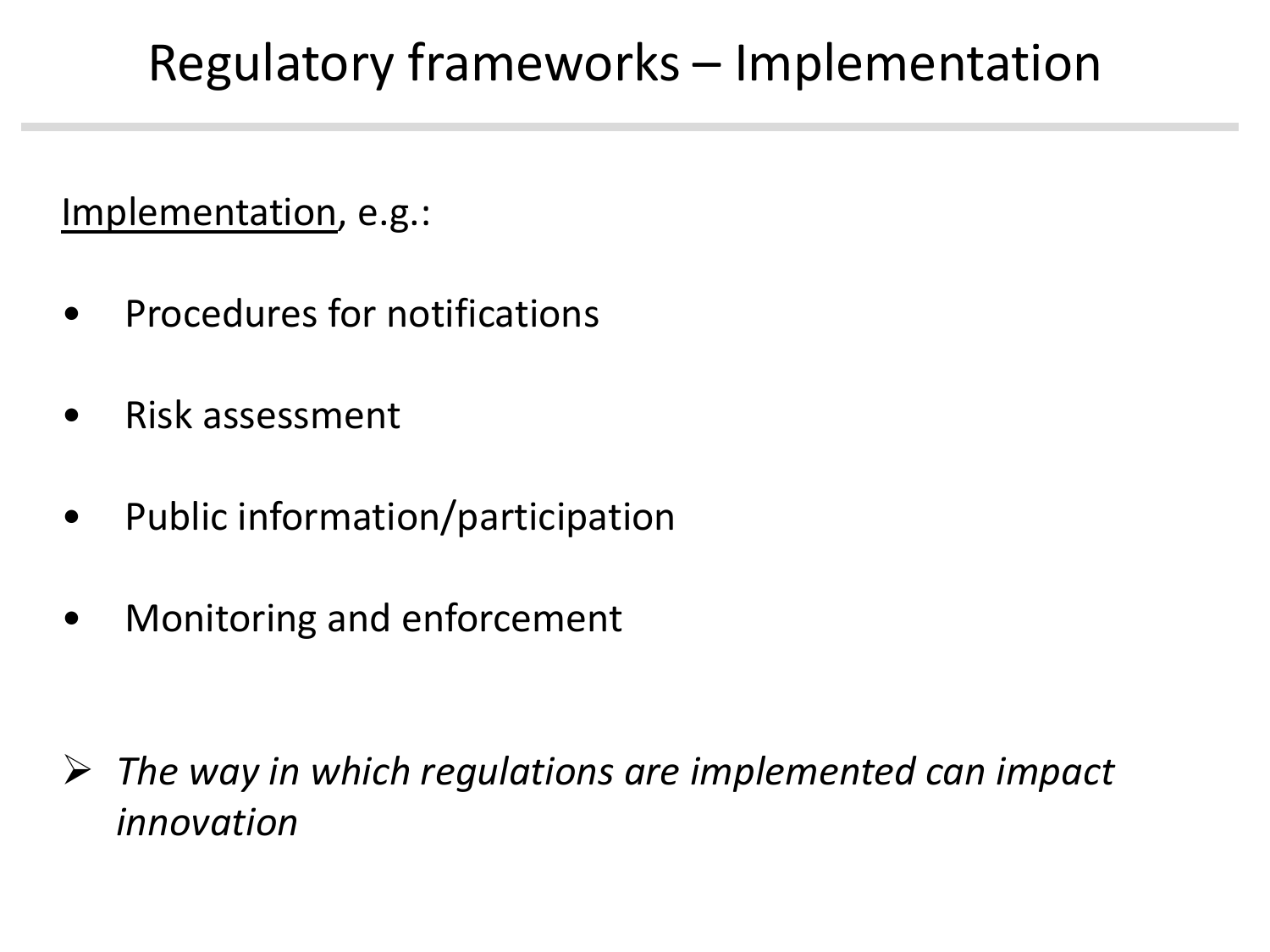# Regulatory frameworks – Implementation

<u>Implementation</u>, e.g.:

- Procedures for notifications
- Risk assessment
- Public information/participation
- Monitoring and enforcement

➢ *The way in which regulations are implemented can impact innovation*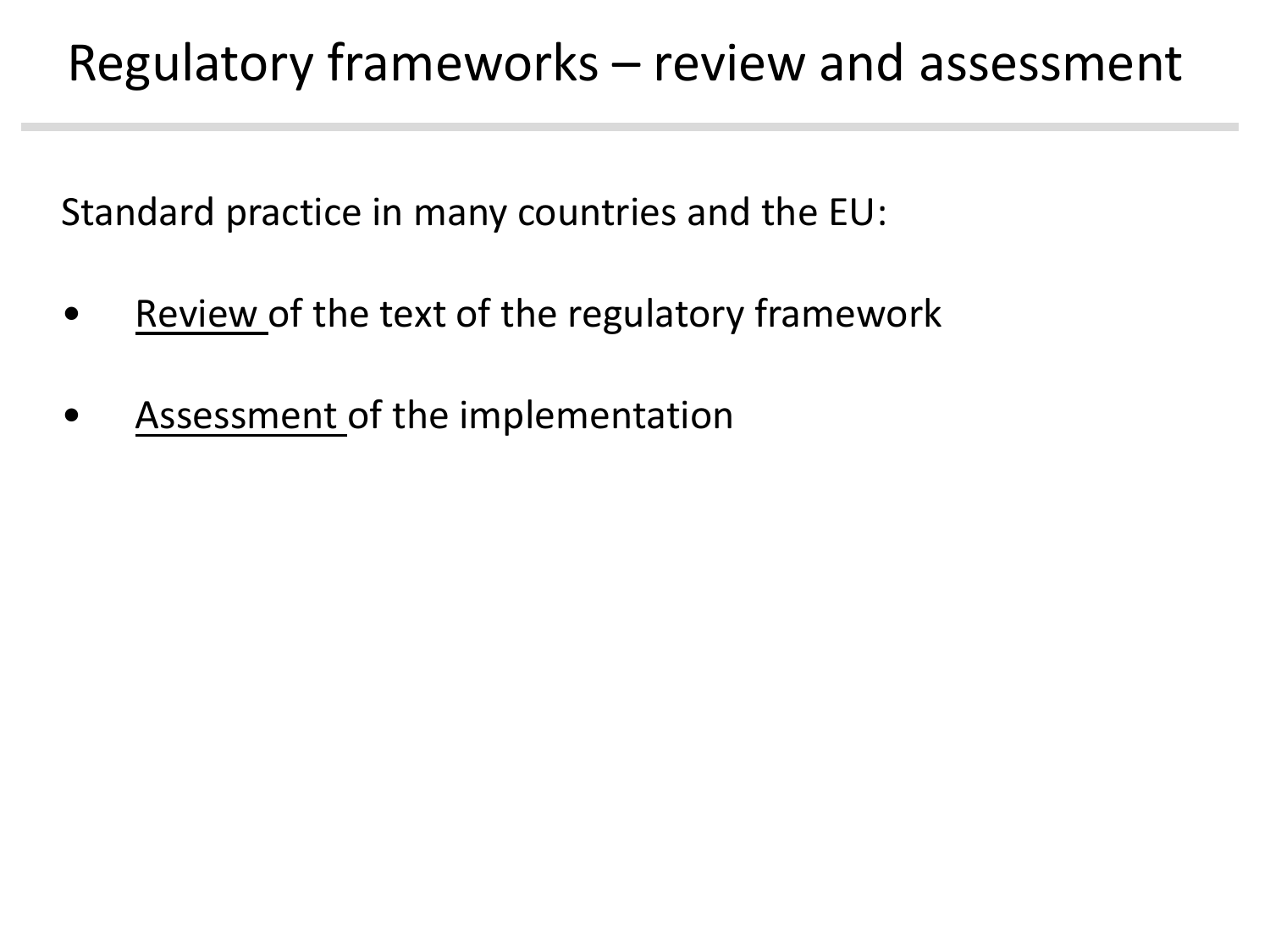# Regulatory frameworks – review and assessment

Standard practice in many countries and the EU:

- <u>Review</u> of the text of the regulatory framework
- <u>Assessment</u> of the implementation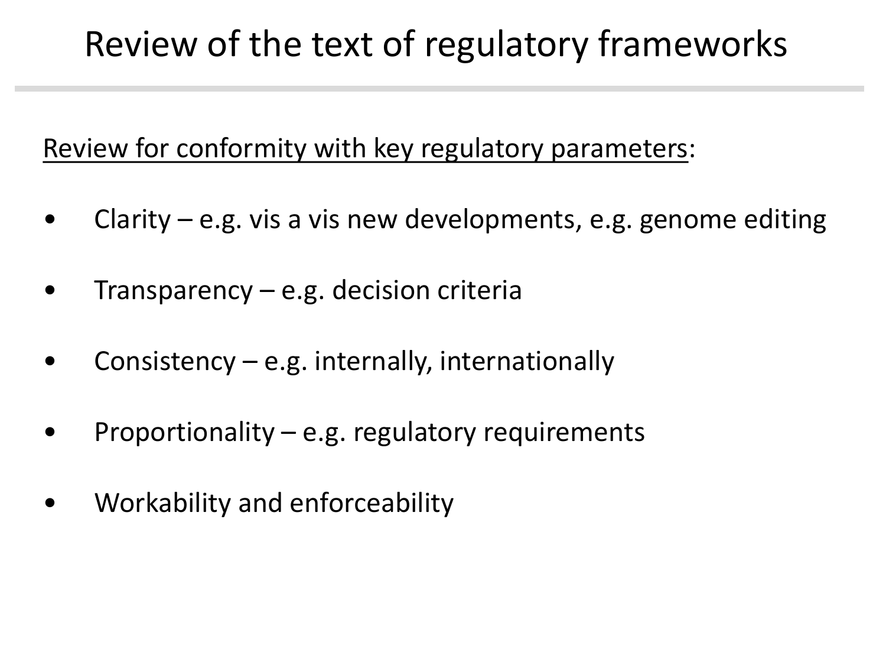# Review of the text of regulatory frameworks

<u>Review for conformity with key regulatory parameters</u>:

- Clarity – e.g. vis a vis new developments, e.g. genome editing
- Transparency – e.g. decision criteria
- Consistency – e.g. internally, internationally
- Proportionality – e.g. regulatory requirements
- Workability and enforceability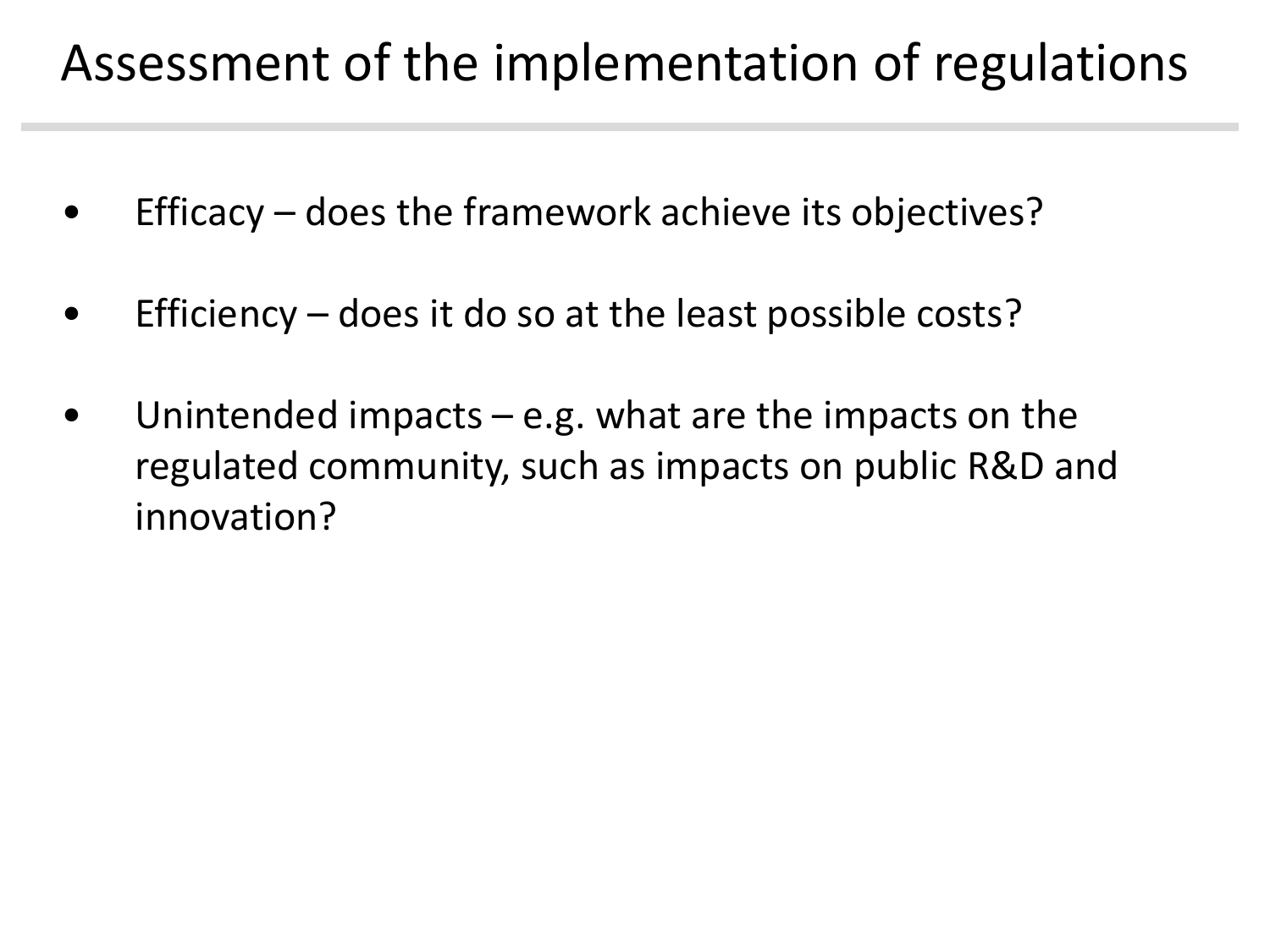# Assessment of the implementation of regulations

- Efficacy – does the framework achieve its objectives?
- Efficiency – does it do so at the least possible costs?
- Unintended impacts – e.g. what are the impacts on the regulated community, such as impacts on public R&D and innovation?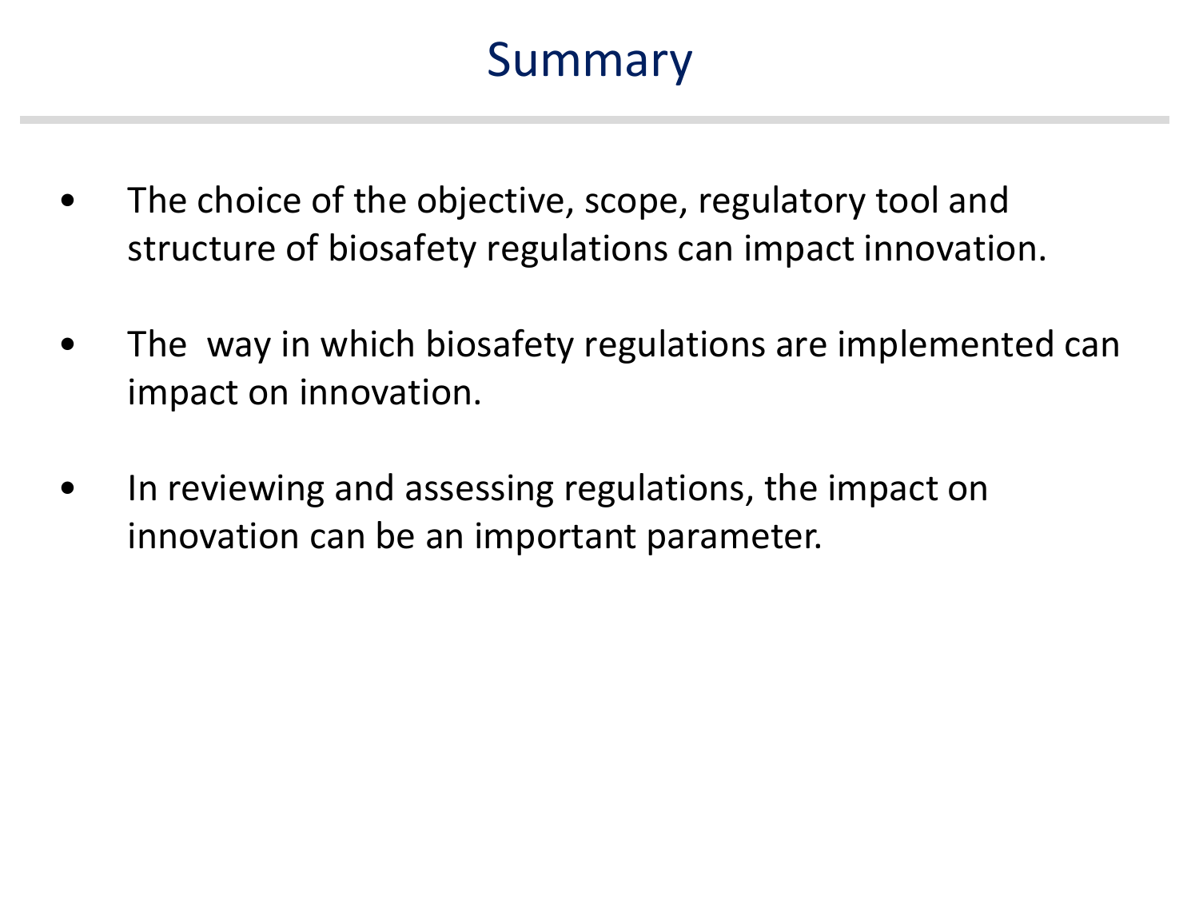# Summary

- The choice of the objective, scope, regulatory tool and structure of biosafety regulations can impact innovation.
- The way in which biosafety regulations are implemented can impact on innovation.
- In reviewing and assessing regulations, the impact on innovation can be an important parameter.